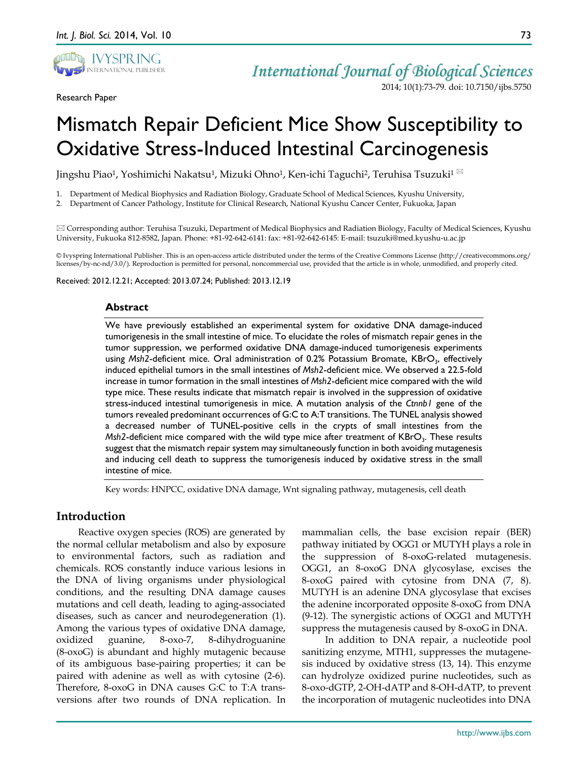Research Paper

# Mismatch Repair Deficient Mice Show Susceptibility to Oxidative Stress-Induced Intestinal Carcinogenesis

Jingshu Piao[1], Yoshimichi Nakatsu[1], Mizuki Ohno[1], Ken-ichi Taguchi[2], Teruhisa Tsuzuki[1] ✉

1. Department of Medical Biophysics and Radiation Biology, Graduate School of Medical Sciences, Kyushu University,
2. Department of Cancer Pathology, Institute for Clinical Research, National Kyushu Cancer Center, Fukuoka, Japan

✉ Corresponding author: Teruhisa Tsuzuki, Department of Medical Biophysics and Radiation Biology, Faculty of Medical Sciences, Kyushu University, Fukuoka 812-8582, Japan. Phone: +81-92-642-6141: fax: +81-92-642-6145: E-mail: tsuzuki@med.kyushu-u.ac.jp

© Ivyspring International Publisher. This is an open-access article distributed under the terms of the Creative Commons License (http://creativecommons.org/licenses/by-nc-nd/3.0/). Reproduction is permitted for personal, noncommercial use, provided that the article is in whole, unmodified, and properly cited.

Received: 2012.12.21; Accepted: 2013.07.24; Published: 2013.12.19

## Abstract

We have previously established an experimental system for oxidative DNA damage-induced tumorigenesis in the small intestine of mice. To elucidate the roles of mismatch repair genes in the tumor suppression, we performed oxidative DNA damage-induced tumorigenesis experiments using *Msh2*-deficient mice. Oral administration of 0.2% Potassium Bromate, $KBrO_3$, effectively induced epithelial tumors in the small intestines of *Msh2*-deficient mice. We observed a 22.5-fold increase in tumor formation in the small intestines of *Msh2*-deficient mice compared with the wild type mice. These results indicate that mismatch repair is involved in the suppression of oxidative stress-induced intestinal tumorigenesis in mice. A mutation analysis of the *Ctnnb1* gene of the tumors revealed predominant occurrences of G:C to A:T transitions. The TUNEL analysis showed a decreased number of TUNEL-positive cells in the crypts of small intestines from the *Msh2*-deficient mice compared with the wild type mice after treatment of $KBrO_3$. These results suggest that the mismatch repair system may simultaneously function in both avoiding mutagenesis and inducing cell death to suppress the tumorigenesis induced by oxidative stress in the small intestine of mice.

Key words: HNPCC, oxidative DNA damage, Wnt signaling pathway, mutagenesis, cell death

## Introduction

Reactive oxygen species (ROS) are generated by the normal cellular metabolism and also by exposure to environmental factors, such as radiation and chemicals. ROS constantly induce various lesions in the DNA of living organisms under physiological conditions, and the resulting DNA damage causes mutations and cell death, leading to aging-associated diseases, such as cancer and neurodegeneration (1). Among the various types of oxidative DNA damage, oxidized guanine, 8-oxo-7, 8-dihydroguanine (8-oxoG) is abundant and highly mutagenic because of its ambiguous base-pairing properties; it can be paired with adenine as well as with cytosine (2-6). Therefore, 8-oxoG in DNA causes G:C to T:A transversions after two rounds of DNA replication. In mammalian cells, the base excision repair (BER) pathway initiated by OGG1 or MUTYH plays a role in the suppression of 8-oxoG-related mutagenesis. OGG1, an 8-oxoG DNA glycosylase, excises the 8-oxoG paired with cytosine from DNA (7, 8). MUTYH is an adenine DNA glycosylase that excises the adenine incorporated opposite 8-oxoG from DNA (9-12). The synergistic actions of OGG1 and MUTYH suppress the mutagenesis caused by 8-oxoG in DNA.

In addition to DNA repair, a nucleotide pool sanitizing enzyme, MTH1, suppresses the mutagenesis induced by oxidative stress (13, 14). This enzyme can hydrolyze oxidized purine nucleotides, such as 8-oxo-dGTP, 2-OH-dATP and 8-OH-dATP, to prevent the incorporation of mutagenic nucleotides into DNA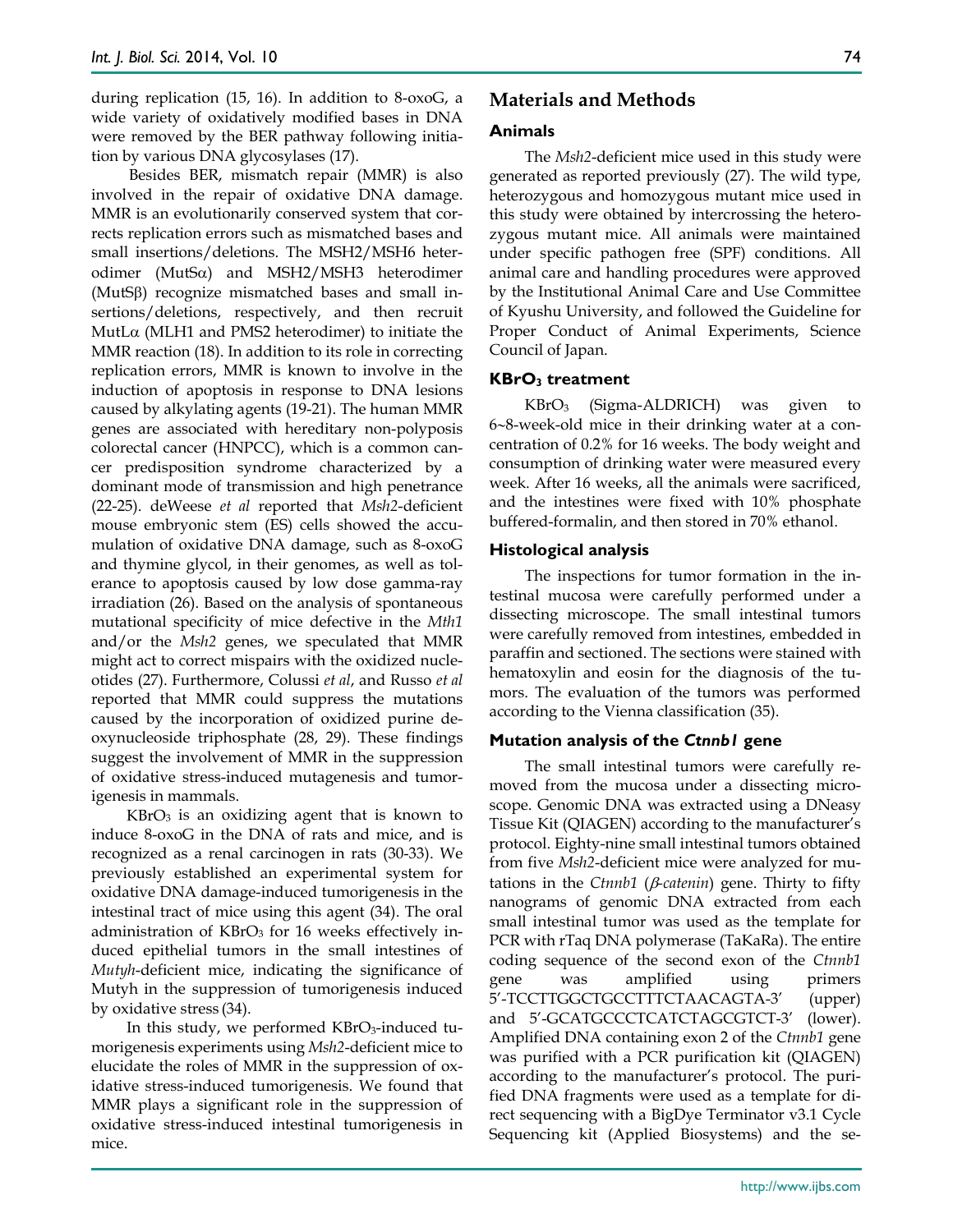during replication (15, 16). In addition to 8-oxoG, a wide variety of oxidatively modified bases in DNA were removed by the BER pathway following initiation by various DNA glycosylases (17).

Besides BER, mismatch repair (MMR) is also involved in the repair of oxidative DNA damage. MMR is an evolutionarily conserved system that corrects replication errors such as mismatched bases and small insertions/deletions. The MSH2/MSH6 heterodimer (MutSα) and MSH2/MSH3 heterodimer (MutSβ) recognize mismatched bases and small insertions/deletions, respectively, and then recruit MutLα (MLH1 and PMS2 heterodimer) to initiate the MMR reaction (18). In addition to its role in correcting replication errors, MMR is known to involve in the induction of apoptosis in response to DNA lesions caused by alkylating agents (19-21). The human MMR genes are associated with hereditary non-polyposis colorectal cancer (HNPCC), which is a common cancer predisposition syndrome characterized by a dominant mode of transmission and high penetrance (22-25). deWeese *et al* reported that *Msh2*-deficient mouse embryonic stem (ES) cells showed the accumulation of oxidative DNA damage, such as 8-oxoG and thymine glycol, in their genomes, as well as tolerance to apoptosis caused by low dose gamma-ray irradiation (26). Based on the analysis of spontaneous mutational specificity of mice defective in the *Mth1* and/or the *Msh2* genes, we speculated that MMR might act to correct mispairs with the oxidized nucleotides (27). Furthermore, Colussi *et al*, and Russo *et al* reported that MMR could suppress the mutations caused by the incorporation of oxidized purine deoxynucleoside triphosphate (28, 29). These findings suggest the involvement of MMR in the suppression of oxidative stress-induced mutagenesis and tumorigenesis in mammals.

$KBrO_3$ is an oxidizing agent that is known to induce 8-oxoG in the DNA of rats and mice, and is recognized as a renal carcinogen in rats (30-33). We previously established an experimental system for oxidative DNA damage-induced tumorigenesis in the intestinal tract of mice using this agent (34). The oral administration of $KBrO_3$ for 16 weeks effectively induced epithelial tumors in the small intestines of *Mutyh*-deficient mice, indicating the significance of Mutyh in the suppression of tumorigenesis induced by oxidative stress (34).

In this study, we performed $KBrO_3$-induced tumorigenesis experiments using *Msh2*-deficient mice to elucidate the roles of MMR in the suppression of oxidative stress-induced tumorigenesis. We found that MMR plays a significant role in the suppression of oxidative stress-induced intestinal tumorigenesis in mice.

## Materials and Methods

### Animals

The *Msh2*-deficient mice used in this study were generated as reported previously (27). The wild type, heterozygous and homozygous mutant mice used in this study were obtained by intercrossing the heterozygous mutant mice. All animals were maintained under specific pathogen free (SPF) conditions. All animal care and handling procedures were approved by the Institutional Animal Care and Use Committee of Kyushu University, and followed the Guideline for Proper Conduct of Animal Experiments, Science Council of Japan.

### $KBrO_3$ treatment

$KBrO_3$ (Sigma-ALDRICH) was given to 6~8-week-old mice in their drinking water at a concentration of 0.2% for 16 weeks. The body weight and consumption of drinking water were measured every week. After 16 weeks, all the animals were sacrificed, and the intestines were fixed with 10% phosphate buffered-formalin, and then stored in 70% ethanol.

### Histological analysis

The inspections for tumor formation in the intestinal mucosa were carefully performed under a dissecting microscope. The small intestinal tumors were carefully removed from intestines, embedded in paraffin and sectioned. The sections were stained with hematoxylin and eosin for the diagnosis of the tumors. The evaluation of the tumors was performed according to the Vienna classification (35).

### Mutation analysis of the *Ctnnb1* gene

The small intestinal tumors were carefully removed from the mucosa under a dissecting microscope. Genomic DNA was extracted using a DNeasy Tissue Kit (QIAGEN) according to the manufacturer's protocol. Eighty-nine small intestinal tumors obtained from five *Msh2*-deficient mice were analyzed for mutations in the *Ctnnb1* (*β-catenin*) gene. Thirty to fifty nanograms of genomic DNA extracted from each small intestinal tumor was used as the template for PCR with rTaq DNA polymerase (TaKaRa). The entire coding sequence of the second exon of the *Ctnnb1* gene was amplified using primers 5'-TCCTTGGCTGCCTTTCTAACAGTA-3' (upper) and 5'-GCATGCCCTCATCTAGCGTCT-3' (lower). Amplified DNA containing exon 2 of the *Ctnnb1* gene was purified with a PCR purification kit (QIAGEN) according to the manufacturer's protocol. The purified DNA fragments were used as a template for direct sequencing with a BigDye Terminator v3.1 Cycle Sequencing kit (Applied Biosystems) and the se-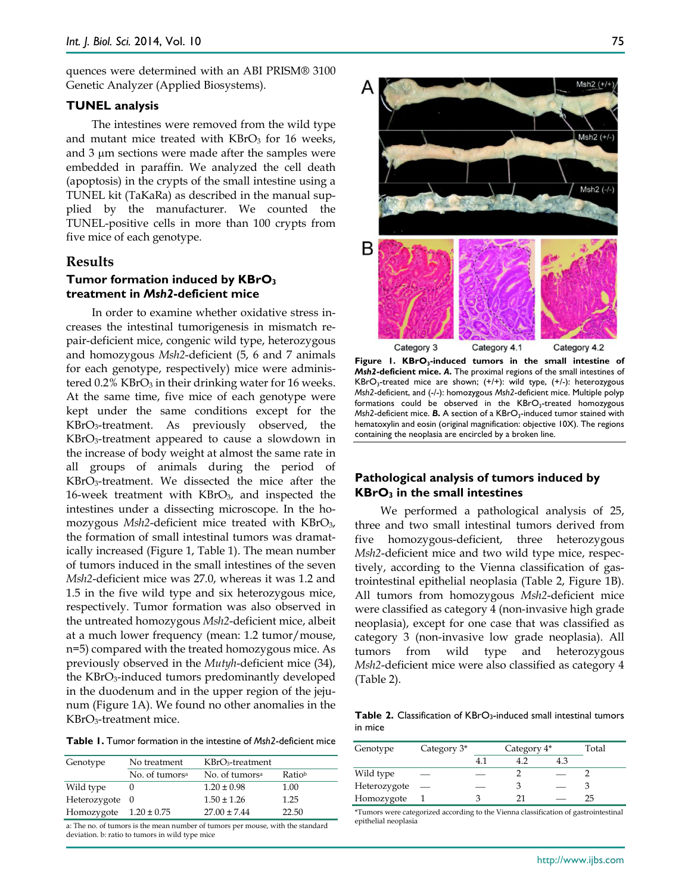quences were determined with an ABI PRISM® 3100 Genetic Analyzer (Applied Biosystems).

### TUNEL analysis

The intestines were removed from the wild type and mutant mice treated with $KBrO_3$ for 16 weeks, and 3 μm sections were made after the samples were embedded in paraffin. We analyzed the cell death (apoptosis) in the crypts of the small intestine using a TUNEL kit (TaKaRa) as described in the manual supplied by the manufacturer. We counted the TUNEL-positive cells in more than 100 crypts from five mice of each genotype.

## Results

### Tumor formation induced by $KBrO_3$ treatment in *Msh2*-deficient mice

In order to examine whether oxidative stress increases the intestinal tumorigenesis in mismatch repair-deficient mice, congenic wild type, heterozygous and homozygous *Msh2*-deficient (5, 6 and 7 animals for each genotype, respectively) mice were administered 0.2% $KBrO_3$ in their drinking water for 16 weeks. At the same time, five mice of each genotype were kept under the same conditions except for the $KBrO_3$-treatment. As previously observed, the $KBrO_3$-treatment appeared to cause a slowdown in the increase of body weight at almost the same rate in all groups of animals during the period of $KBrO_3$-treatment. We dissected the mice after the 16-week treatment with $KBrO_3$, and inspected the intestines under a dissecting microscope. In the homozygous *Msh2*-deficient mice treated with $KBrO_3$, the formation of small intestinal tumors was dramatically increased (Figure 1, Table 1). The mean number of tumors induced in the small intestines of the seven *Msh2*-deficient mice was 27.0, whereas it was 1.2 and 1.5 in the five wild type and six heterozygous mice, respectively. Tumor formation was also observed in the untreated homozygous *Msh2*-deficient mice, albeit at a much lower frequency (mean: 1.2 tumor/mouse, n=5) compared with the treated homozygous mice. As previously observed in the *Mutyh*-deficient mice (34), the $KBrO_3$-induced tumors predominantly developed in the duodenum and in the upper region of the jejunum (Figure 1A). We found no other anomalies in the $KBrO_3$-treatment mice.

**Table 1.** Tumor formation in the intestine of *Msh2*-deficient mice

| Genotype | No treatment | $KBrO_3$-treatment | |
|---|---|---|---|
| | No. of tumors[a] | No. of tumors[a] | Ratio[b] |
| Wild type | 0 | 1.20 ± 0.98 | 1.00 |
| Heterozygote | 0 | 1.50 ± 1.26 | 1.25 |
| Homozygote | 1.20 ± 0.75 | 27.00 ± 7.44 | 22.50 |

a: The no. of tumors is the mean number of tumors per mouse, with the standard deviation. b: ratio to tumors in wild type mice

**Figure 1. $KBrO_3$-induced tumors in the small intestine of *Msh2*-deficient mice.** ***A.*** The proximal regions of the small intestines of $KBrO_3$-treated mice are shown; (+/+): wild type, (+/-): heterozygous *Msh2*-deficient, and (-/-): homozygous *Msh2*-deficient mice. Multiple polyp formations could be observed in the $KBrO_3$-treated homozygous *Msh2*-deficient mice. ***B.*** A section of a $KBrO_3$-induced tumor stained with hematoxylin and eosin (original magnification: objective 10X). The regions containing the neoplasia are encircled by a broken line.

### Pathological analysis of tumors induced by $KBrO_3$ in the small intestines

We performed a pathological analysis of 25, three and two small intestinal tumors derived from five homozygous-deficient, three heterozygous *Msh2*-deficient mice and two wild type mice, respectively, according to the Vienna classification of gastrointestinal epithelial neoplasia (Table 2, Figure 1B). All tumors from homozygous *Msh2*-deficient mice were classified as category 4 (non-invasive high grade neoplasia), except for one case that was classified as category 3 (non-invasive low grade neoplasia). All tumors from wild type and heterozygous *Msh2*-deficient mice were also classified as category 4 (Table 2).

**Table 2.** Classification of $KBrO_3$-induced small intestinal tumors in mice

| Genotype | Category 3* | Category 4* | | | Total |
|---|---|---|---|---|---|
| | | 4.1 | 4.2 | 4.3 | |
| Wild type | — | — | 2 | — | 2 |
| Heterozygote | — | — | 3 | — | 3 |
| Homozygote | 1 | 3 | 21 | — | 25 |

*Tumors were categorized according to the Vienna classification of gastrointestinal epithelial neoplasia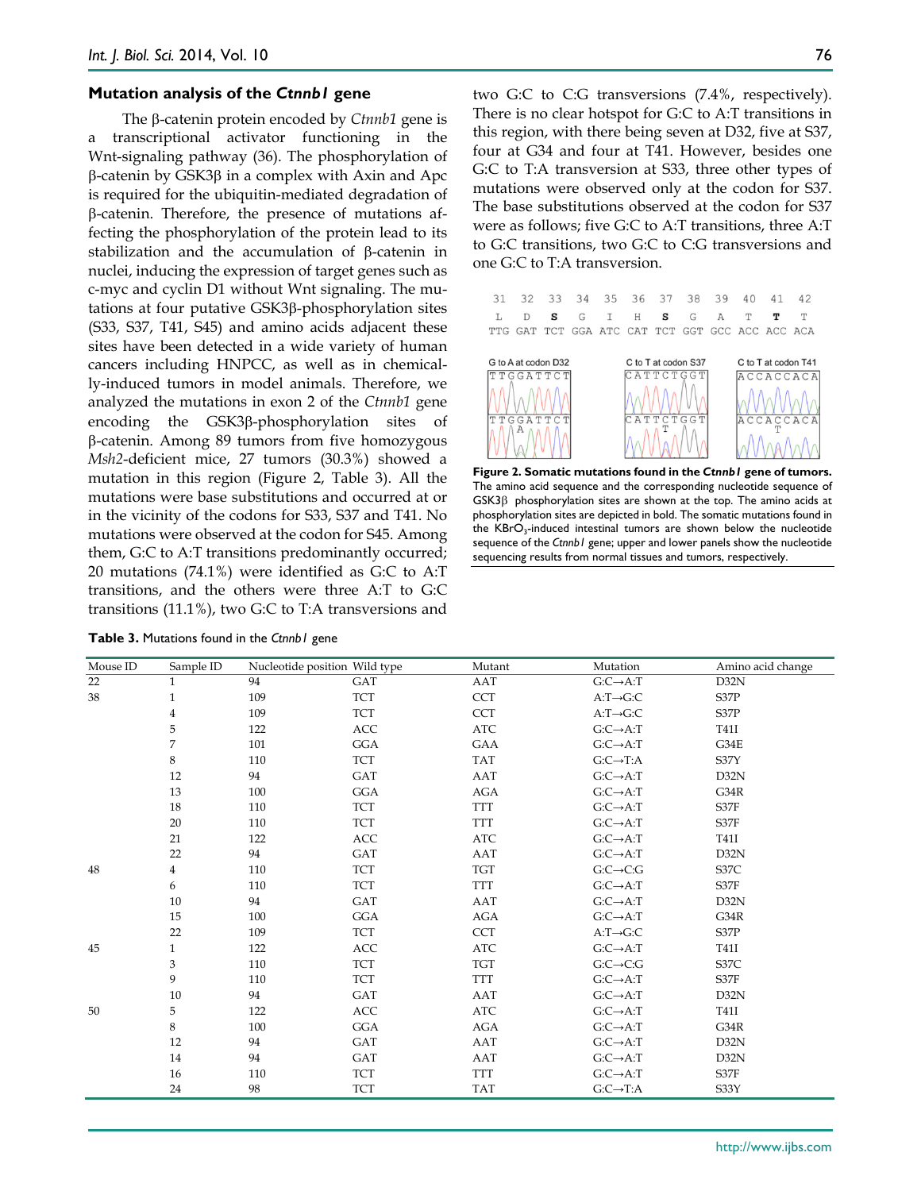### Mutation analysis of the *Ctnnb1* gene

The β-catenin protein encoded by *Ctnnb1* gene is a transcriptional activator functioning in the Wnt-signaling pathway (36). The phosphorylation of β-catenin by GSK3β in a complex with Axin and Apc is required for the ubiquitin-mediated degradation of β-catenin. Therefore, the presence of mutations affecting the phosphorylation of the protein lead to its stabilization and the accumulation of β-catenin in nuclei, inducing the expression of target genes such as c-myc and cyclin D1 without Wnt signaling. The mutations at four putative GSK3β-phosphorylation sites (S33, S37, T41, S45) and amino acids adjacent these sites have been detected in a wide variety of human cancers including HNPCC, as well as in chemically-induced tumors in model animals. Therefore, we analyzed the mutations in exon 2 of the *Ctnnb1* gene encoding the GSK3β-phosphorylation sites of β-catenin. Among 89 tumors from five homozygous *Msh2*-deficient mice, 27 tumors (30.3%) showed a mutation in this region (Figure 2, Table 3). All the mutations were base substitutions and occurred at or in the vicinity of the codons for S33, S37 and T41. No mutations were observed at the codon for S45. Among them, G:C to A:T transitions predominantly occurred; 20 mutations (74.1%) were identified as G:C to A:T transitions, and the others were three A:T to G:C transitions (11.1%), two G:C to T:A transversions and two G:C to C:G transversions (7.4%, respectively). There is no clear hotspot for G:C to A:T transitions in this region, with there being seven at D32, five at S37, four at G34 and four at T41. However, besides one G:C to T:A transversion at S33, three other types of mutations were observed only at the codon for S37. The base substitutions observed at the codon for S37 were as follows; five G:C to A:T transitions, three A:T to G:C transitions, two G:C to C:G transversions and one G:C to T:A transversion.

| 31 | 32 | 33 | 34 | 35 | 36 | 37 | 38 | 39 | 40 | 41 | 42 |
|---|---|---|---|---|---|---|---|---|---|---|---|
| L | D | **S** | G | I | H | **S** | G | A | T | **T** | T |
| TTG | GAT | TCT | GGA | ATC | CAT | TCT | GGT | GCC | ACC | ACC | ACA |

G to A at codon D32 — C to T at codon S37 — C to T at codon T41

**Figure 2. Somatic mutations found in the *Ctnnb1* gene of tumors.** The amino acid sequence and the corresponding nucleotide sequence of GSK3β phosphorylation sites are shown at the top. The amino acids at phosphorylation sites are depicted in bold. The somatic mutations found in the $KBrO_3$-induced intestinal tumors are shown below the nucleotide sequence of the *Ctnnb1* gene; upper and lower panels show the nucleotide sequencing results from normal tissues and tumors, respectively.

**Table 3.** Mutations found in the *Ctnnb1* gene

| Mouse ID | Sample ID | Nucleotide position | Wild type | Mutant | Mutation | Amino acid change |
|---|---|---|---|---|---|---|
| 22 | 1 | 94 | GAT | AAT | G:C→A:T | D32N |
| 38 | 1 | 109 | TCT | CCT | A:T→G:C | S37P |
| | 4 | 109 | TCT | CCT | A:T→G:C | S37P |
| | 5 | 122 | ACC | ATC | G:C→A:T | T41I |
| | 7 | 101 | GGA | GAA | G:C→A:T | G34E |
| | 8 | 110 | TCT | TAT | G:C→T:A | S37Y |
| | 12 | 94 | GAT | AAT | G:C→A:T | D32N |
| | 13 | 100 | GGA | AGA | G:C→A:T | G34R |
| | 18 | 110 | TCT | TTT | G:C→A:T | S37F |
| | 20 | 110 | TCT | TTT | G:C→A:T | S37F |
| | 21 | 122 | ACC | ATC | G:C→A:T | T41I |
| | 22 | 94 | GAT | AAT | G:C→A:T | D32N |
| 48 | 4 | 110 | TCT | TGT | G:C→C:G | S37C |
| | 6 | 110 | TCT | TTT | G:C→A:T | S37F |
| | 10 | 94 | GAT | AAT | G:C→A:T | D32N |
| | 15 | 100 | GGA | AGA | G:C→A:T | G34R |
| | 22 | 109 | TCT | CCT | A:T→G:C | S37P |
| 45 | 1 | 122 | ACC | ATC | G:C→A:T | T41I |
| | 3 | 110 | TCT | TGT | G:C→C:G | S37C |
| | 9 | 110 | TCT | TTT | G:C→A:T | S37F |
| | 10 | 94 | GAT | AAT | G:C→A:T | D32N |
| 50 | 5 | 122 | ACC | ATC | G:C→A:T | T41I |
| | 8 | 100 | GGA | AGA | G:C→A:T | G34R |
| | 12 | 94 | GAT | AAT | G:C→A:T | D32N |
| | 14 | 94 | GAT | AAT | G:C→A:T | D32N |
| | 16 | 110 | TCT | TTT | G:C→A:T | S37F |
| | 24 | 98 | TCT | TAT | G:C→T:A | S33Y |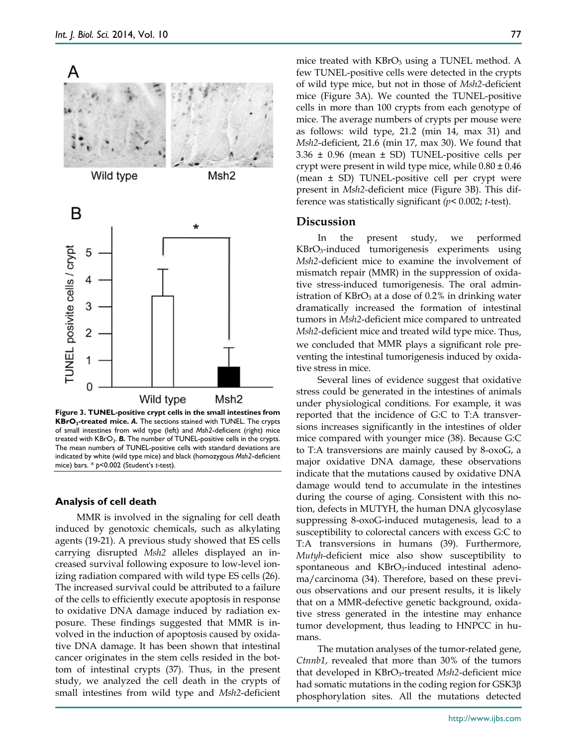**Figure 3. TUNEL-positive crypt cells in the small intestines from $KBrO_3$-treated mice.** ***A.*** The sections stained with TUNEL. The crypts of small intestines from wild type (left) and *Msh2*-deficient (right) mice treated with $KBrO_3$. ***B.*** The number of TUNEL-positive cells in the crypts. The mean numbers of TUNEL-positive cells with standard deviations are indicated by white (wild type mice) and black (homozygous *Msh2*-deficient mice) bars. * $p$<0.002 (Student's $t$-test).

### Analysis of cell death

MMR is involved in the signaling for cell death induced by genotoxic chemicals, such as alkylating agents (19-21). A previous study showed that ES cells carrying disrupted *Msh2* alleles displayed an increased survival following exposure to low-level ionizing radiation compared with wild type ES cells (26). The increased survival could be attributed to a failure of the cells to efficiently execute apoptosis in response to oxidative DNA damage induced by radiation exposure. These findings suggested that MMR is involved in the induction of apoptosis caused by oxidative DNA damage. It has been shown that intestinal cancer originates in the stem cells resided in the bottom of intestinal crypts (37). Thus, in the present study, we analyzed the cell death in the crypts of small intestines from wild type and *Msh2*-deficient mice treated with $KBrO_3$ using a TUNEL method. A few TUNEL-positive cells were detected in the crypts of wild type mice, but not in those of *Msh2*-deficient mice (Figure 3A). We counted the TUNEL-positive cells in more than 100 crypts from each genotype of mice. The average numbers of crypts per mouse were as follows: wild type, 21.2 (min 14, max 31) and *Msh2*-deficient, 21.6 (min 17, max 30). We found that 3.36 ± 0.96 (mean ± SD) TUNEL-positive cells per crypt were present in wild type mice, while 0.80 ± 0.46 (mean ± SD) TUNEL-positive cell per crypt were present in *Msh2*-deficient mice (Figure 3B). This difference was statistically significant ($p$< 0.002; $t$-test).

## Discussion

In the present study, we performed $KBrO_3$-induced tumorigenesis experiments using *Msh2*-deficient mice to examine the involvement of mismatch repair (MMR) in the suppression of oxidative stress-induced tumorigenesis. The oral administration of $KBrO_3$ at a dose of 0.2% in drinking water dramatically increased the formation of intestinal tumors in *Msh2*-deficient mice compared to untreated *Msh2*-deficient mice and treated wild type mice. Thus, we concluded that MMR plays a significant role preventing the intestinal tumorigenesis induced by oxidative stress in mice.

Several lines of evidence suggest that oxidative stress could be generated in the intestines of animals under physiological conditions. For example, it was reported that the incidence of G:C to T:A transversions increases significantly in the intestines of older mice compared with younger mice (38). Because G:C to T:A transversions are mainly caused by 8-oxoG, a major oxidative DNA damage, these observations indicate that the mutations caused by oxidative DNA damage would tend to accumulate in the intestines during the course of aging. Consistent with this notion, defects in MUTYH, the human DNA glycosylase suppressing 8-oxoG-induced mutagenesis, lead to a susceptibility to colorectal cancers with excess G:C to T:A transversions in humans (39). Furthermore, *Mutyh*-deficient mice also show susceptibility to spontaneous and $KBrO_3$-induced intestinal adenoma/carcinoma (34). Therefore, based on these previous observations and our present results, it is likely that on a MMR-defective genetic background, oxidative stress generated in the intestine may enhance tumor development, thus leading to HNPCC in humans.

The mutation analyses of the tumor-related gene, *Ctnnb1*, revealed that more than 30% of the tumors that developed in $KBrO_3$-treated *Msh2*-deficient mice had somatic mutations in the coding region for GSK3β phosphorylation sites. All the mutations detected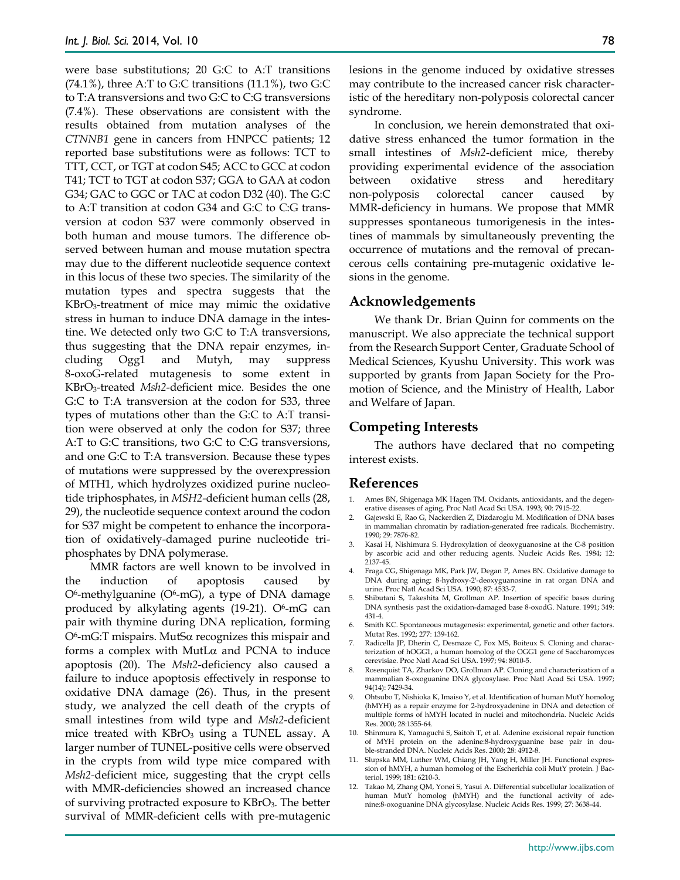were base substitutions; 20 G:C to A:T transitions (74.1%), three A:T to G:C transitions (11.1%), two G:C to T:A transversions and two G:C to C:G transversions (7.4%). These observations are consistent with the results obtained from mutation analyses of the *CTNNB1* gene in cancers from HNPCC patients; 12 reported base substitutions were as follows: TCT to TTT, CCT, or TGT at codon S45; ACC to GCC at codon T41; TCT to TGT at codon S37; GGA to GAA at codon G34; GAC to GGC or TAC at codon D32 (40). The G:C to A:T transition at codon G34 and G:C to C:G transversion at codon S37 were commonly observed in both human and mouse tumors. The difference observed between human and mouse mutation spectra may due to the different nucleotide sequence context in this locus of these two species. The similarity of the mutation types and spectra suggests that the $KBrO_3$-treatment of mice may mimic the oxidative stress in human to induce DNA damage in the intestine. We detected only two G:C to T:A transversions, thus suggesting that the DNA repair enzymes, including Ogg1 and Mutyh, may suppress 8-oxoG-related mutagenesis to some extent in $KBrO_3$-treated *Msh2*-deficient mice. Besides the one G:C to T:A transversion at the codon for S33, three types of mutations other than the G:C to A:T transition were observed at only the codon for S37; three A:T to G:C transitions, two G:C to C:G transversions, and one G:C to T:A transversion. Because these types of mutations were suppressed by the overexpression of MTH1, which hydrolyzes oxidized purine nucleotide triphosphates, in *MSH2*-deficient human cells (28, 29), the nucleotide sequence context around the codon for S37 might be competent to enhance the incorporation of oxidatively-damaged purine nucleotide triphosphates by DNA polymerase.

MMR factors are well known to be involved in the induction of apoptosis caused by $O^6$-methylguanine ($O^6$-mG), a type of DNA damage produced by alkylating agents (19-21). $O^6$-mG can pair with thymine during DNA replication, forming $O^6$-mG:T mispairs. MutSα recognizes this mispair and forms a complex with MutLα and PCNA to induce apoptosis (20). The *Msh2*-deficiency also caused a failure to induce apoptosis effectively in response to oxidative DNA damage (26). Thus, in the present study, we analyzed the cell death of the crypts of small intestines from wild type and *Msh2*-deficient mice treated with $KBrO_3$ using a TUNEL assay. A larger number of TUNEL-positive cells were observed in the crypts from wild type mice compared with *Msh2*-deficient mice, suggesting that the crypt cells with MMR-deficiencies showed an increased chance of surviving protracted exposure to $KBrO_3$. The better survival of MMR-deficient cells with pre-mutagenic lesions in the genome induced by oxidative stresses may contribute to the increased cancer risk characteristic of the hereditary non-polyposis colorectal cancer syndrome.

In conclusion, we herein demonstrated that oxidative stress enhanced the tumor formation in the small intestines of *Msh2*-deficient mice, thereby providing experimental evidence of the association between oxidative stress and hereditary non-polyposis colorectal cancer caused by MMR-deficiency in humans. We propose that MMR suppresses spontaneous tumorigenesis in the intestines of mammals by simultaneously preventing the occurrence of mutations and the removal of precancerous cells containing pre-mutagenic oxidative lesions in the genome.

## Acknowledgements

We thank Dr. Brian Quinn for comments on the manuscript. We also appreciate the technical support from the Research Support Center, Graduate School of Medical Sciences, Kyushu University. This work was supported by grants from Japan Society for the Promotion of Science, and the Ministry of Health, Labor and Welfare of Japan.

## Competing Interests

The authors have declared that no competing interest exists.

## References

1. Ames BN, Shigenaga MK Hagen TM. Oxidants, antioxidants, and the degenerative diseases of aging. Proc Natl Acad Sci USA. 1993; 90: 7915-22.
2. Gajewski E, Rao G, Nackerdien Z, Dizdaroglu M. Modification of DNA bases in mammalian chromatin by radiation-generated free radicals. Biochemistry. 1990; 29: 7876-82.
3. Kasai H, Nishimura S. Hydroxylation of deoxyguanosine at the C-8 position by ascorbic acid and other reducing agents. Nucleic Acids Res. 1984; 12: 2137-45.
4. Fraga CG, Shigenaga MK, Park JW, Degan P, Ames BN. Oxidative damage to DNA during aging: 8-hydroxy-2'-deoxyguanosine in rat organ DNA and urine. Proc Natl Acad Sci USA. 1990; 87: 4533-7.
5. Shibutani S, Takeshita M, Grollman AP. Insertion of specific bases during DNA synthesis past the oxidation-damaged base 8-oxodG. Nature. 1991; 349: 431-4.
6. Smith KC. Spontaneous mutagenesis: experimental, genetic and other factors. Mutat Res. 1992; 277: 139-162.
7. Radicella JP, Dherin C, Desmaze C, Fox MS, Boiteux S. Cloning and characterization of hOGG1, a human homolog of the OGG1 gene of Saccharomyces cerevisiae. Proc Natl Acad Sci USA. 1997; 94: 8010-5.
8. Rosenquist TA, Zharkov DO, Grollman AP. Cloning and characterization of a mammalian 8-oxoguanine DNA glycosylase. Proc Natl Acad Sci USA. 1997; 94(14): 7429-34.
9. Ohtsubo T, Nishioka K, Imaiso Y, et al. Identification of human MutY homolog (hMYH) as a repair enzyme for 2-hydroxyadenine in DNA and detection of multiple forms of hMYH located in nuclei and mitochondria. Nucleic Acids Res. 2000; 28:1355-64.
10. Shinmura K, Yamaguchi S, Saitoh T, et al. Adenine excisional repair function of MYH protein on the adenine:8-hydroxyguanine base pair in double-stranded DNA. Nucleic Acids Res. 2000; 28: 4912-8.
11. Slupska MM, Luther WM, Chiang JH, Yang H, Miller JH. Functional expression of hMYH, a human homolog of the Escherichia coli MutY protein. J Bacteriol. 1999; 181: 6210-3.
12. Takao M, Zhang QM, Yonei S, Yasui A. Differential subcellular localization of human MutY homolog (hMYH) and the functional activity of adenine:8-oxoguanine DNA glycosylase. Nucleic Acids Res. 1999; 27: 3638-44.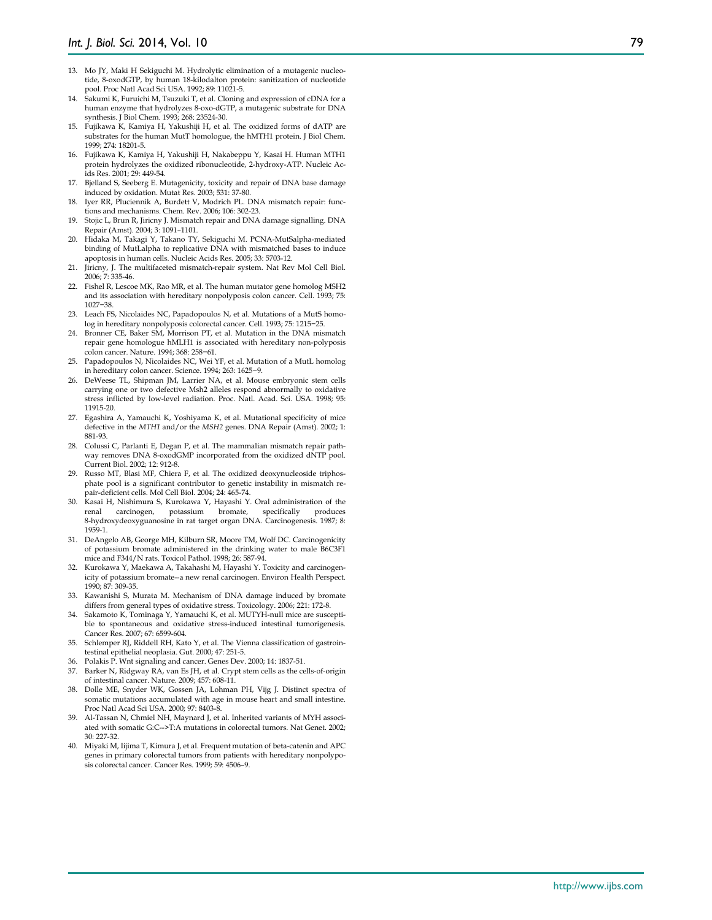13. Mo JY, Maki H Sekiguchi M. Hydrolytic elimination of a mutagenic nucleotide, 8-oxodGTP, by human 18-kilodalton protein: sanitization of nucleotide pool. Proc Natl Acad Sci USA. 1992; 89: 11021-5.
14. Sakumi K, Furuichi M, Tsuzuki T, et al. Cloning and expression of cDNA for a human enzyme that hydrolyzes 8-oxo-dGTP, a mutagenic substrate for DNA synthesis. J Biol Chem. 1993; 268: 23524-30.
15. Fujikawa K, Kamiya H, Yakushiji H, et al. The oxidized forms of dATP are substrates for the human MutT homologue, the hMTH1 protein. J Biol Chem. 1999; 274: 18201-5.
16. Fujikawa K, Kamiya H, Yakushiji H, Nakabeppu Y, Kasai H. Human MTH1 protein hydrolyzes the oxidized ribonucleotide, 2-hydroxy-ATP. Nucleic Acids Res. 2001; 29: 449-54.
17. Bjelland S, Seeberg E. Mutagenicity, toxicity and repair of DNA base damage induced by oxidation. Mutat Res. 2003; 531: 37-80.
18. Iyer RR, Pluciennik A, Burdett V, Modrich PL. DNA mismatch repair: functions and mechanisms. Chem. Rev. 2006; 106: 302-23.
19. Stojic L, Brun R, Jiricny J. Mismatch repair and DNA damage signalling. DNA Repair (Amst). 2004; 3: 1091–1101.
20. Hidaka M, Takagi Y, Takano TY, Sekiguchi M. PCNA-MutSalpha-mediated binding of MutLalpha to replicative DNA with mismatched bases to induce apoptosis in human cells. Nucleic Acids Res. 2005; 33: 5703-12.
21. Jiricny, J. The multifaceted mismatch-repair system. Nat Rev Mol Cell Biol. 2006; 7: 335-46.
22. Fishel R, Lescoe MK, Rao MR, et al. The human mutator gene homolog MSH2 and its association with hereditary nonpolyposis colon cancer. Cell. 1993; 75: 1027−38.
23. Leach FS, Nicolaides NC, Papadopoulos N, et al. Mutations of a MutS homolog in hereditary nonpolyposis colorectal cancer. Cell. 1993; 75: 1215−25.
24. Bronner CE, Baker SM, Morrison PT, et al. Mutation in the DNA mismatch repair gene homologue hMLH1 is associated with hereditary non-polyposis colon cancer. Nature. 1994; 368: 258−61.
25. Papadopoulos N, Nicolaides NC, Wei YF, et al. Mutation of a MutL homolog in hereditary colon cancer. Science. 1994; 263: 1625−9.
26. DeWeese TL, Shipman JM, Larrier NA, et al. Mouse embryonic stem cells carrying one or two defective Msh2 alleles respond abnormally to oxidative stress inflicted by low-level radiation. Proc. Natl. Acad. Sci. USA. 1998; 95: 11915-20.
27. Egashira A, Yamauchi K, Yoshiyama K, et al. Mutational specificity of mice defective in the *MTH1* and/or the *MSH2* genes. DNA Repair (Amst). 2002; 1: 881-93.
28. Colussi C, Parlanti E, Degan P, et al. The mammalian mismatch repair pathway removes DNA 8-oxodGMP incorporated from the oxidized dNTP pool. Current Biol. 2002; 12: 912-8.
29. Russo MT, Blasi MF, Chiera F, et al. The oxidized deoxynucleoside triphosphate pool is a significant contributor to genetic instability in mismatch repair-deficient cells. Mol Cell Biol. 2004; 24: 465-74.
30. Kasai H, Nishimura S, Kurokawa Y, Hayashi Y. Oral administration of the renal carcinogen, potassium bromate, specifically produces 8-hydroxydeoxyguanosine in rat target organ DNA. Carcinogenesis. 1987; 8: 1959-1.
31. DeAngelo AB, George MH, Kilburn SR, Moore TM, Wolf DC. Carcinogenicity of potassium bromate administered in the drinking water to male B6C3F1 mice and F344/N rats. Toxicol Pathol. 1998; 26: 587-94.
32. Kurokawa Y, Maekawa A, Takahashi M, Hayashi Y. Toxicity and carcinogenicity of potassium bromate--a new renal carcinogen. Environ Health Perspect. 1990; 87: 309-35.
33. Kawanishi S, Murata M. Mechanism of DNA damage induced by bromate differs from general types of oxidative stress. Toxicology. 2006; 221: 172-8.
34. Sakamoto K, Tominaga Y, Yamauchi K, et al. MUTYH-null mice are susceptible to spontaneous and oxidative stress-induced intestinal tumorigenesis. Cancer Res. 2007; 67: 6599-604.
35. Schlemper RJ, Riddell RH, Kato Y, et al. The Vienna classification of gastrointestinal epithelial neoplasia. Gut. 2000; 47: 251-5.
36. Polakis P. Wnt signaling and cancer. Genes Dev. 2000; 14: 1837-51.
37. Barker N, Ridgway RA, van Es JH, et al. Crypt stem cells as the cells-of-origin of intestinal cancer. Nature. 2009; 457: 608-11.
38. Dolle ME, Snyder WK, Gossen JA, Lohman PH, Vijg J. Distinct spectra of somatic mutations accumulated with age in mouse heart and small intestine. Proc Natl Acad Sci USA. 2000; 97: 8403-8.
39. Al-Tassan N, Chmiel NH, Maynard J, et al. Inherited variants of MYH associated with somatic G:C-->T:A mutations in colorectal tumors. Nat Genet. 2002; 30: 227-32.
40. Miyaki M, Iijima T, Kimura J, et al. Frequent mutation of beta-catenin and APC genes in primary colorectal tumors from patients with hereditary nonpolyposis colorectal cancer. Cancer Res. 1999; 59: 4506–9.